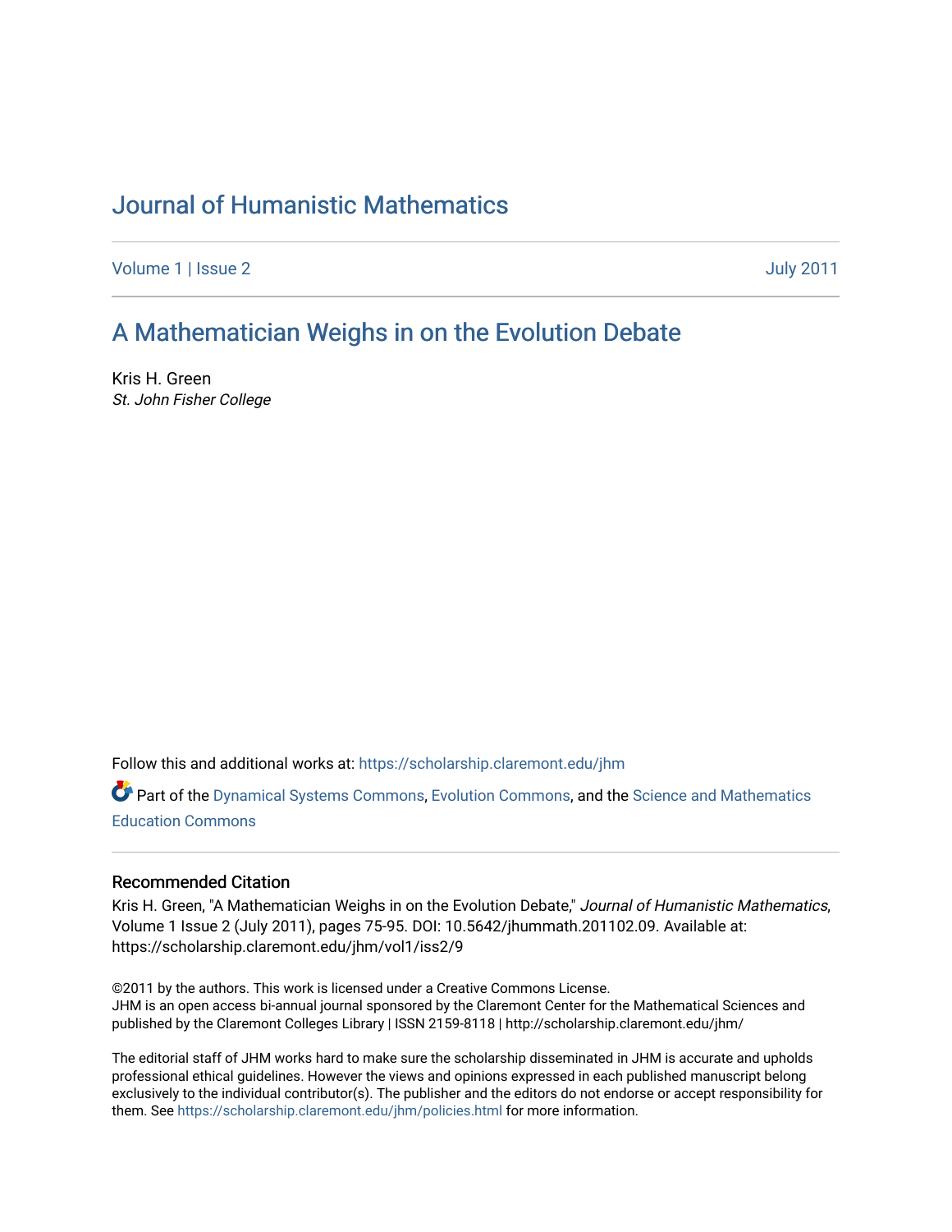# Journal of Humanistic Mathematics

Volume 1 | Issue 2 July 2011

## A Mathematician Weighs in on the Evolution Debate

Kris H. Green
*St. John Fisher College*

Follow this and additional works at: https://scholarship.claremont.edu/jhm

Part of the Dynamical Systems Commons, Evolution Commons, and the Science and Mathematics Education Commons

### Recommended Citation

Kris H. Green, "A Mathematician Weighs in on the Evolution Debate," *Journal of Humanistic Mathematics*, Volume 1 Issue 2 (July 2011), pages 75-95. DOI: 10.5642/jhummath.201102.09. Available at: https://scholarship.claremont.edu/jhm/vol1/iss2/9

©2011 by the authors. This work is licensed under a Creative Commons License.
JHM is an open access bi-annual journal sponsored by the Claremont Center for the Mathematical Sciences and published by the Claremont Colleges Library | ISSN 2159-8118 | http://scholarship.claremont.edu/jhm/

The editorial staff of JHM works hard to make sure the scholarship disseminated in JHM is accurate and upholds professional ethical guidelines. However the views and opinions expressed in each published manuscript belong exclusively to the individual contributor(s). The publisher and the editors do not endorse or accept responsibility for them. See https://scholarship.claremont.edu/jhm/policies.html for more information.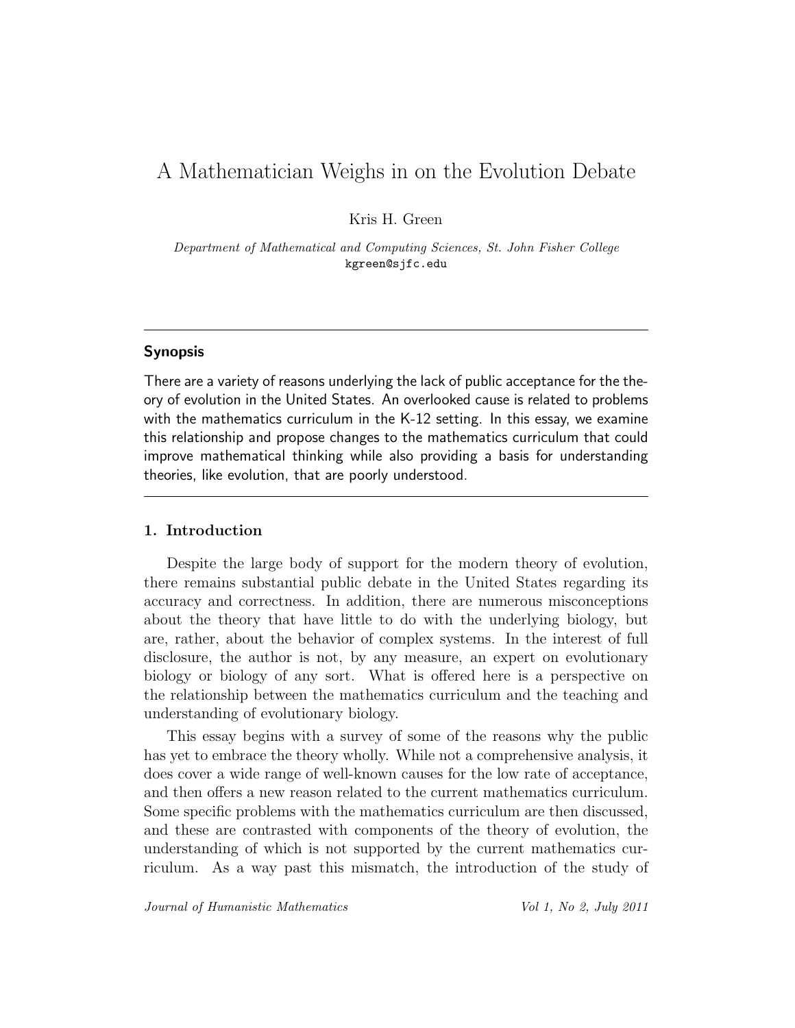# A Mathematician Weighs in on the Evolution Debate

Kris H. Green

*Department of Mathematical and Computing Sciences, St. John Fisher College*
kgreen@sjfc.edu

---

### Synopsis

There are a variety of reasons underlying the lack of public acceptance for the theory of evolution in the United States. An overlooked cause is related to problems with the mathematics curriculum in the K-12 setting. In this essay, we examine this relationship and propose changes to the mathematics curriculum that could improve mathematical thinking while also providing a basis for understanding theories, like evolution, that are poorly understood.

---

## 1. Introduction

Despite the large body of support for the modern theory of evolution, there remains substantial public debate in the United States regarding its accuracy and correctness. In addition, there are numerous misconceptions about the theory that have little to do with the underlying biology, but are, rather, about the behavior of complex systems. In the interest of full disclosure, the author is not, by any measure, an expert on evolutionary biology or biology of any sort. What is offered here is a perspective on the relationship between the mathematics curriculum and the teaching and understanding of evolutionary biology.

This essay begins with a survey of some of the reasons why the public has yet to embrace the theory wholly. While not a comprehensive analysis, it does cover a wide range of well-known causes for the low rate of acceptance, and then offers a new reason related to the current mathematics curriculum. Some specific problems with the mathematics curriculum are then discussed, and these are contrasted with components of the theory of evolution, the understanding of which is not supported by the current mathematics curriculum. As a way past this mismatch, the introduction of the study of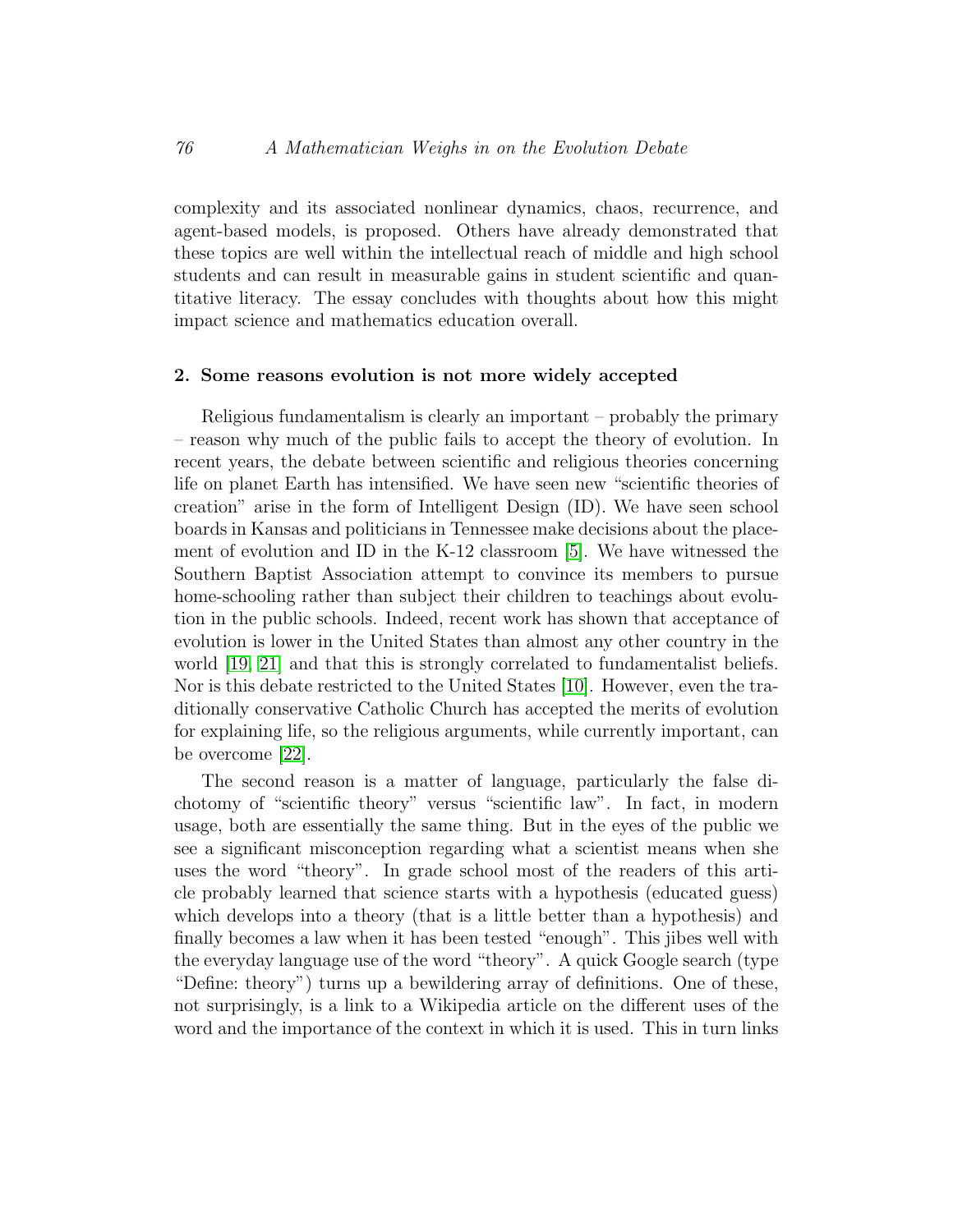complexity and its associated nonlinear dynamics, chaos, recurrence, and agent-based models, is proposed. Others have already demonstrated that these topics are well within the intellectual reach of middle and high school students and can result in measurable gains in student scientific and quantitative literacy. The essay concludes with thoughts about how this might impact science and mathematics education overall.

## 2. Some reasons evolution is not more widely accepted

Religious fundamentalism is clearly an important – probably the primary – reason why much of the public fails to accept the theory of evolution. In recent years, the debate between scientific and religious theories concerning life on planet Earth has intensified. We have seen new "scientific theories of creation" arise in the form of Intelligent Design (ID). We have seen school boards in Kansas and politicians in Tennessee make decisions about the placement of evolution and ID in the K-12 classroom [5]. We have witnessed the Southern Baptist Association attempt to convince its members to pursue home-schooling rather than subject their children to teachings about evolution in the public schools. Indeed, recent work has shown that acceptance of evolution is lower in the United States than almost any other country in the world [19] [21] and that this is strongly correlated to fundamentalist beliefs. Nor is this debate restricted to the United States [10]. However, even the traditionally conservative Catholic Church has accepted the merits of evolution for explaining life, so the religious arguments, while currently important, can be overcome [22].

The second reason is a matter of language, particularly the false dichotomy of "scientific theory" versus "scientific law". In fact, in modern usage, both are essentially the same thing. But in the eyes of the public we see a significant misconception regarding what a scientist means when she uses the word "theory". In grade school most of the readers of this article probably learned that science starts with a hypothesis (educated guess) which develops into a theory (that is a little better than a hypothesis) and finally becomes a law when it has been tested "enough". This jibes well with the everyday language use of the word "theory". A quick Google search (type "Define: theory") turns up a bewildering array of definitions. One of these, not surprisingly, is a link to a Wikipedia article on the different uses of the word and the importance of the context in which it is used. This in turn links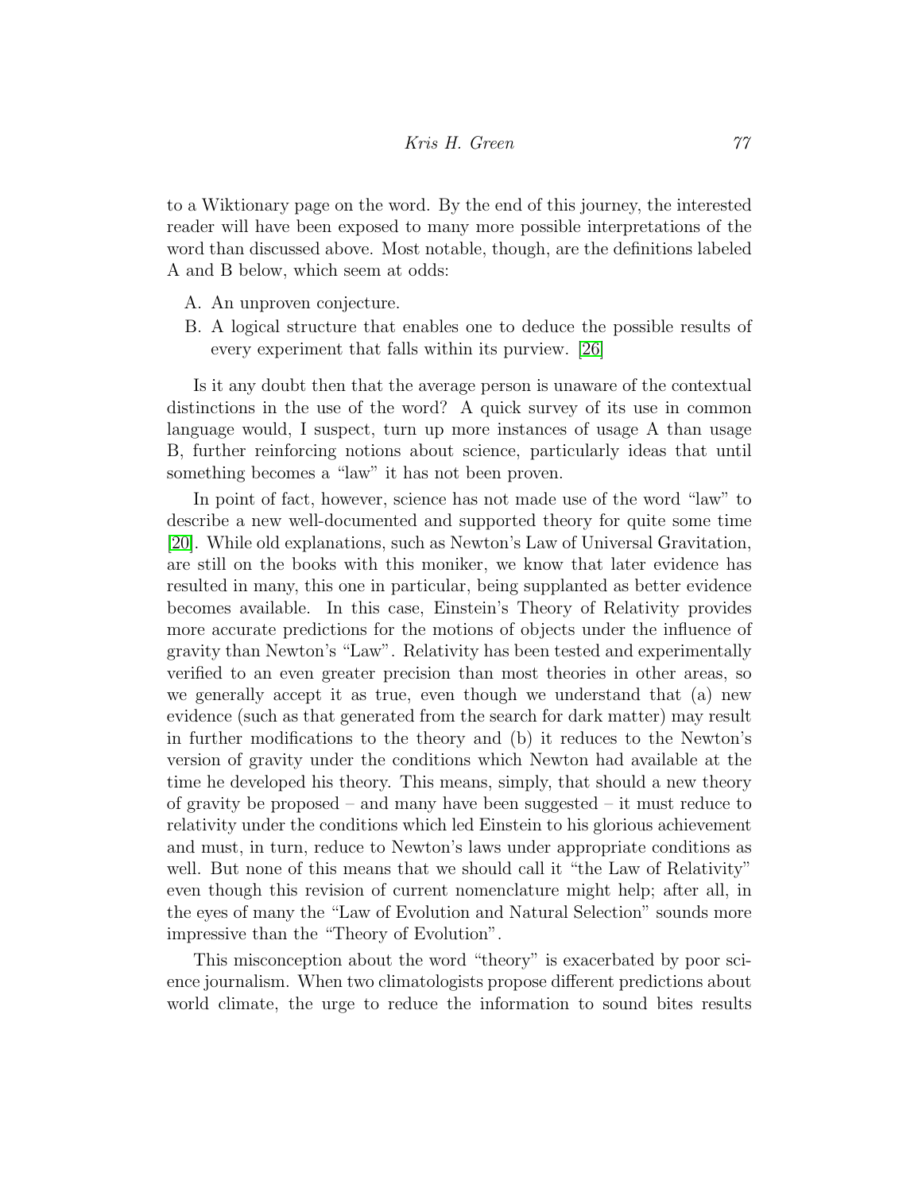to a Wiktionary page on the word. By the end of this journey, the interested reader will have been exposed to many more possible interpretations of the word than discussed above. Most notable, though, are the definitions labeled A and B below, which seem at odds:

A. An unproven conjecture.
B. A logical structure that enables one to deduce the possible results of every experiment that falls within its purview. [26]

Is it any doubt then that the average person is unaware of the contextual distinctions in the use of the word? A quick survey of its use in common language would, I suspect, turn up more instances of usage A than usage B, further reinforcing notions about science, particularly ideas that until something becomes a "law" it has not been proven.

In point of fact, however, science has not made use of the word "law" to describe a new well-documented and supported theory for quite some time [20]. While old explanations, such as Newton's Law of Universal Gravitation, are still on the books with this moniker, we know that later evidence has resulted in many, this one in particular, being supplanted as better evidence becomes available. In this case, Einstein's Theory of Relativity provides more accurate predictions for the motions of objects under the influence of gravity than Newton's "Law". Relativity has been tested and experimentally verified to an even greater precision than most theories in other areas, so we generally accept it as true, even though we understand that (a) new evidence (such as that generated from the search for dark matter) may result in further modifications to the theory and (b) it reduces to the Newton's version of gravity under the conditions which Newton had available at the time he developed his theory. This means, simply, that should a new theory of gravity be proposed – and many have been suggested – it must reduce to relativity under the conditions which led Einstein to his glorious achievement and must, in turn, reduce to Newton's laws under appropriate conditions as well. But none of this means that we should call it "the Law of Relativity" even though this revision of current nomenclature might help; after all, in the eyes of many the "Law of Evolution and Natural Selection" sounds more impressive than the "Theory of Evolution".

This misconception about the word "theory" is exacerbated by poor science journalism. When two climatologists propose different predictions about world climate, the urge to reduce the information to sound bites results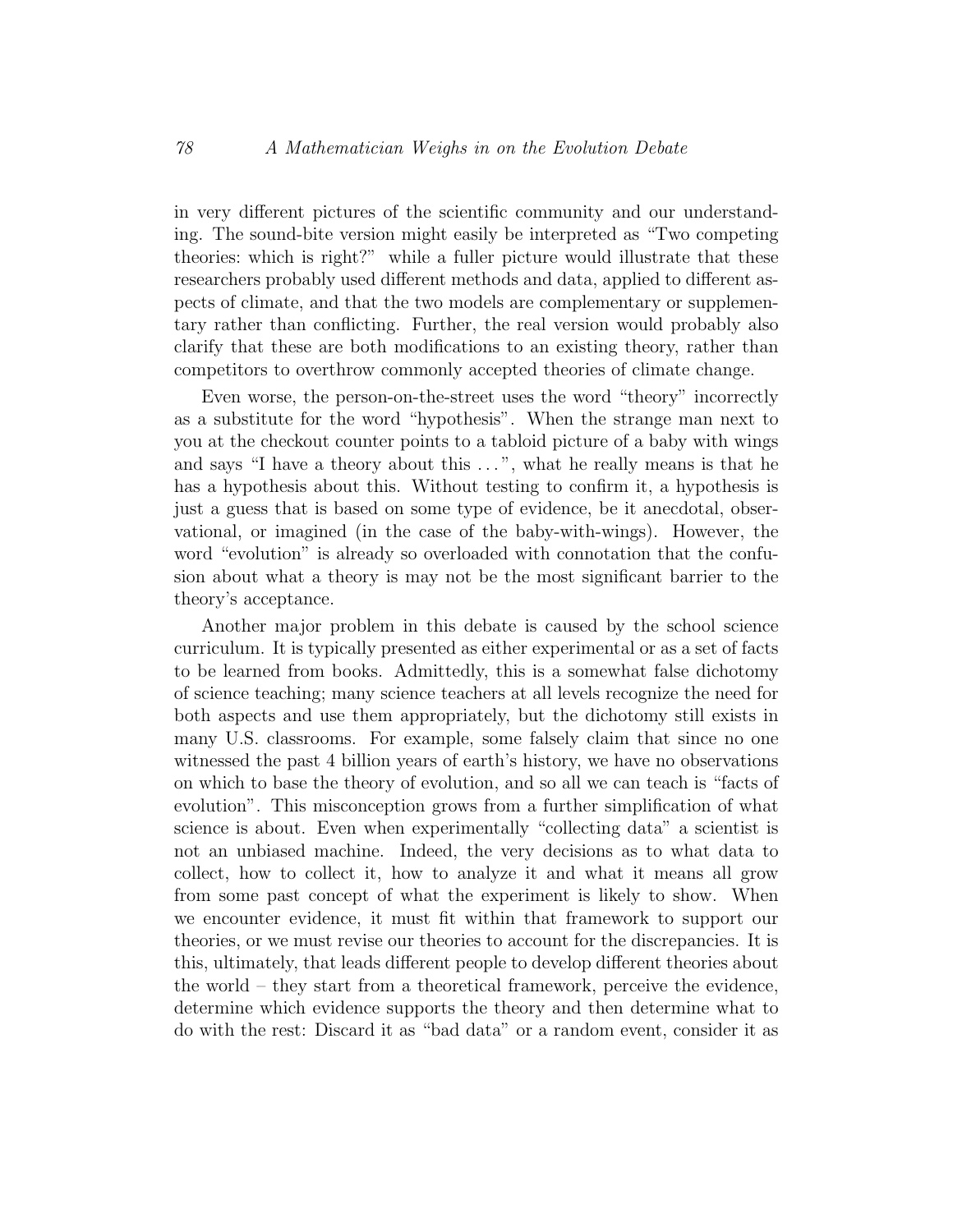in very different pictures of the scientific community and our understanding. The sound-bite version might easily be interpreted as "Two competing theories: which is right?" while a fuller picture would illustrate that these researchers probably used different methods and data, applied to different aspects of climate, and that the two models are complementary or supplementary rather than conflicting. Further, the real version would probably also clarify that these are both modifications to an existing theory, rather than competitors to overthrow commonly accepted theories of climate change.

Even worse, the person-on-the-street uses the word "theory" incorrectly as a substitute for the word "hypothesis". When the strange man next to you at the checkout counter points to a tabloid picture of a baby with wings and says "I have a theory about this . . . ", what he really means is that he has a hypothesis about this. Without testing to confirm it, a hypothesis is just a guess that is based on some type of evidence, be it anecdotal, observational, or imagined (in the case of the baby-with-wings). However, the word "evolution" is already so overloaded with connotation that the confusion about what a theory is may not be the most significant barrier to the theory's acceptance.

Another major problem in this debate is caused by the school science curriculum. It is typically presented as either experimental or as a set of facts to be learned from books. Admittedly, this is a somewhat false dichotomy of science teaching; many science teachers at all levels recognize the need for both aspects and use them appropriately, but the dichotomy still exists in many U.S. classrooms. For example, some falsely claim that since no one witnessed the past 4 billion years of earth's history, we have no observations on which to base the theory of evolution, and so all we can teach is "facts of evolution". This misconception grows from a further simplification of what science is about. Even when experimentally "collecting data" a scientist is not an unbiased machine. Indeed, the very decisions as to what data to collect, how to collect it, how to analyze it and what it means all grow from some past concept of what the experiment is likely to show. When we encounter evidence, it must fit within that framework to support our theories, or we must revise our theories to account for the discrepancies. It is this, ultimately, that leads different people to develop different theories about the world – they start from a theoretical framework, perceive the evidence, determine which evidence supports the theory and then determine what to do with the rest: Discard it as "bad data" or a random event, consider it as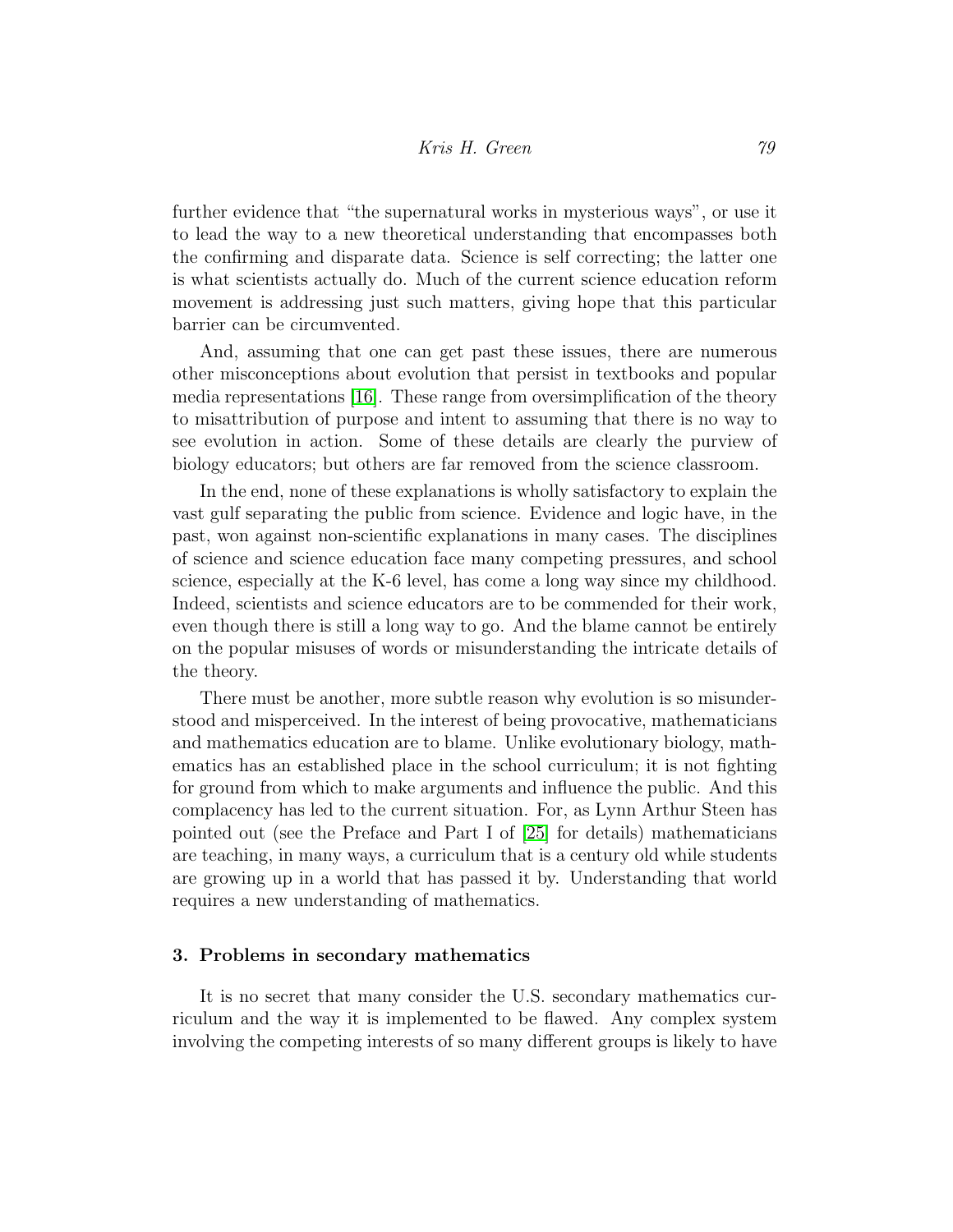further evidence that "the supernatural works in mysterious ways", or use it to lead the way to a new theoretical understanding that encompasses both the confirming and disparate data. Science is self correcting; the latter one is what scientists actually do. Much of the current science education reform movement is addressing just such matters, giving hope that this particular barrier can be circumvented.

And, assuming that one can get past these issues, there are numerous other misconceptions about evolution that persist in textbooks and popular media representations [16]. These range from oversimplification of the theory to misattribution of purpose and intent to assuming that there is no way to see evolution in action. Some of these details are clearly the purview of biology educators; but others are far removed from the science classroom.

In the end, none of these explanations is wholly satisfactory to explain the vast gulf separating the public from science. Evidence and logic have, in the past, won against non-scientific explanations in many cases. The disciplines of science and science education face many competing pressures, and school science, especially at the K-6 level, has come a long way since my childhood. Indeed, scientists and science educators are to be commended for their work, even though there is still a long way to go. And the blame cannot be entirely on the popular misuses of words or misunderstanding the intricate details of the theory.

There must be another, more subtle reason why evolution is so misunderstood and misperceived. In the interest of being provocative, mathematicians and mathematics education are to blame. Unlike evolutionary biology, mathematics has an established place in the school curriculum; it is not fighting for ground from which to make arguments and influence the public. And this complacency has led to the current situation. For, as Lynn Arthur Steen has pointed out (see the Preface and Part I of [25] for details) mathematicians are teaching, in many ways, a curriculum that is a century old while students are growing up in a world that has passed it by. Understanding that world requires a new understanding of mathematics.

## 3. Problems in secondary mathematics

It is no secret that many consider the U.S. secondary mathematics curriculum and the way it is implemented to be flawed. Any complex system involving the competing interests of so many different groups is likely to have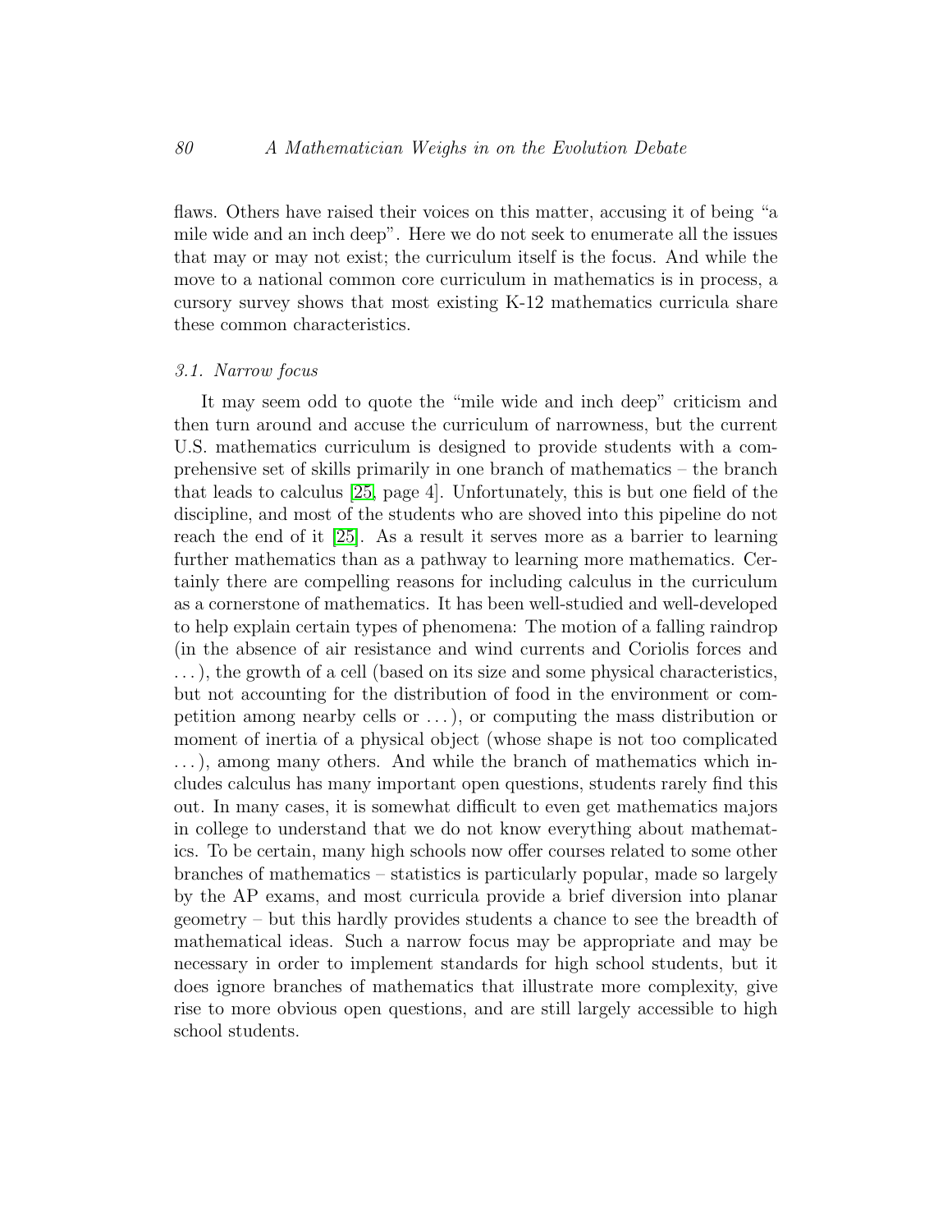flaws. Others have raised their voices on this matter, accusing it of being "a mile wide and an inch deep". Here we do not seek to enumerate all the issues that may or may not exist; the curriculum itself is the focus. And while the move to a national common core curriculum in mathematics is in process, a cursory survey shows that most existing K-12 mathematics curricula share these common characteristics.

### *3.1. Narrow focus*

It may seem odd to quote the "mile wide and inch deep" criticism and then turn around and accuse the curriculum of narrowness, but the current U.S. mathematics curriculum is designed to provide students with a comprehensive set of skills primarily in one branch of mathematics – the branch that leads to calculus [25, page 4]. Unfortunately, this is but one field of the discipline, and most of the students who are shoved into this pipeline do not reach the end of it [25]. As a result it serves more as a barrier to learning further mathematics than as a pathway to learning more mathematics. Certainly there are compelling reasons for including calculus in the curriculum as a cornerstone of mathematics. It has been well-studied and well-developed to help explain certain types of phenomena: The motion of a falling raindrop (in the absence of air resistance and wind currents and Coriolis forces and . . . ), the growth of a cell (based on its size and some physical characteristics, but not accounting for the distribution of food in the environment or competition among nearby cells or . . . ), or computing the mass distribution or moment of inertia of a physical object (whose shape is not too complicated . . . ), among many others. And while the branch of mathematics which includes calculus has many important open questions, students rarely find this out. In many cases, it is somewhat difficult to even get mathematics majors in college to understand that we do not know everything about mathematics. To be certain, many high schools now offer courses related to some other branches of mathematics – statistics is particularly popular, made so largely by the AP exams, and most curricula provide a brief diversion into planar geometry – but this hardly provides students a chance to see the breadth of mathematical ideas. Such a narrow focus may be appropriate and may be necessary in order to implement standards for high school students, but it does ignore branches of mathematics that illustrate more complexity, give rise to more obvious open questions, and are still largely accessible to high school students.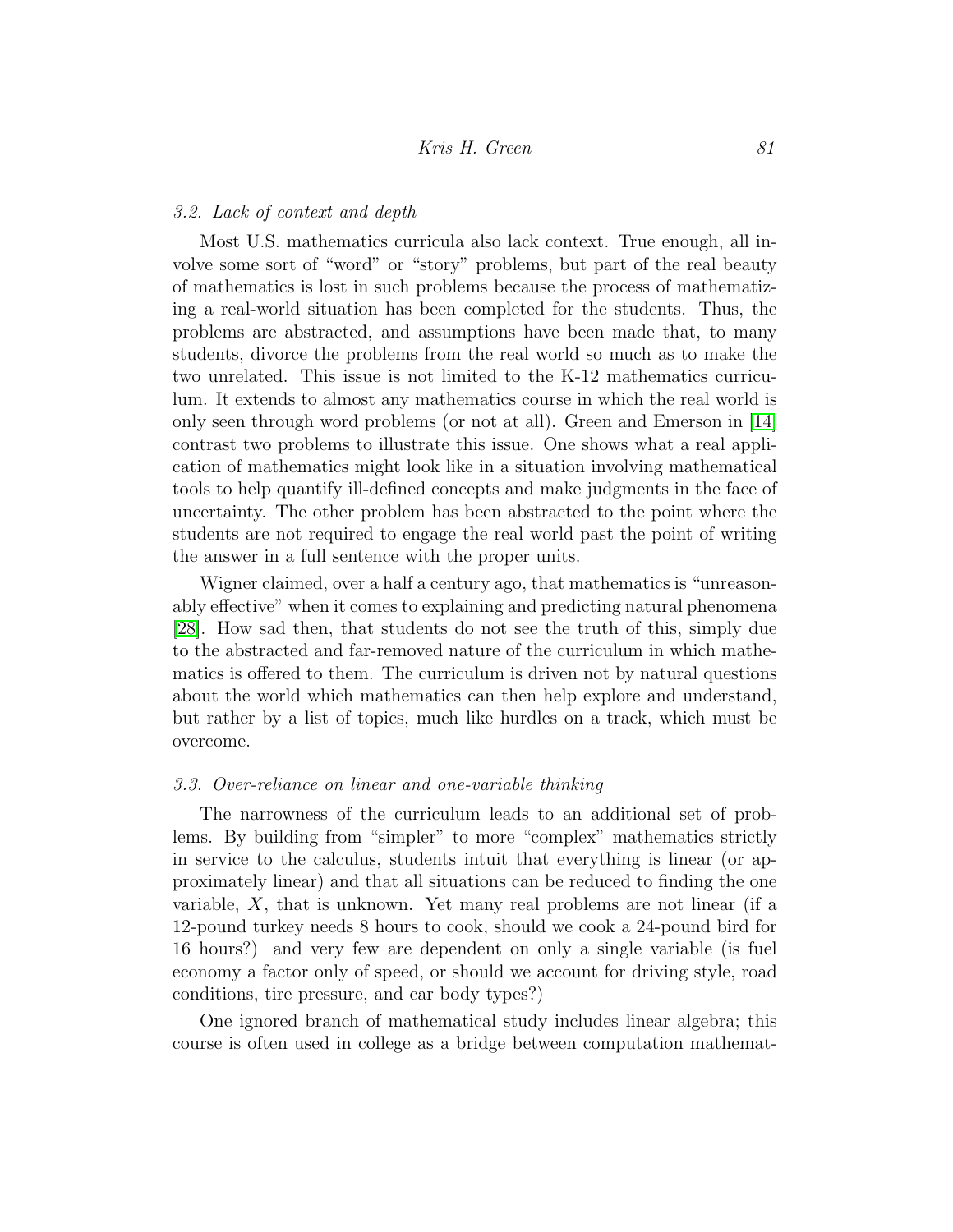### 3.2. *Lack of context and depth*

Most U.S. mathematics curricula also lack context. True enough, all involve some sort of "word" or "story" problems, but part of the real beauty of mathematics is lost in such problems because the process of mathematizing a real-world situation has been completed for the students. Thus, the problems are abstracted, and assumptions have been made that, to many students, divorce the problems from the real world so much as to make the two unrelated. This issue is not limited to the K-12 mathematics curriculum. It extends to almost any mathematics course in which the real world is only seen through word problems (or not at all). Green and Emerson in [14] contrast two problems to illustrate this issue. One shows what a real application of mathematics might look like in a situation involving mathematical tools to help quantify ill-defined concepts and make judgments in the face of uncertainty. The other problem has been abstracted to the point where the students are not required to engage the real world past the point of writing the answer in a full sentence with the proper units.

Wigner claimed, over a half a century ago, that mathematics is "unreasonably effective" when it comes to explaining and predicting natural phenomena [28]. How sad then, that students do not see the truth of this, simply due to the abstracted and far-removed nature of the curriculum in which mathematics is offered to them. The curriculum is driven not by natural questions about the world which mathematics can then help explore and understand, but rather by a list of topics, much like hurdles on a track, which must be overcome.

### 3.3. *Over-reliance on linear and one-variable thinking*

The narrowness of the curriculum leads to an additional set of problems. By building from "simpler" to more "complex" mathematics strictly in service to the calculus, students intuit that everything is linear (or approximately linear) and that all situations can be reduced to finding the one variable, $X$, that is unknown. Yet many real problems are not linear (if a 12-pound turkey needs 8 hours to cook, should we cook a 24-pound bird for 16 hours?) and very few are dependent on only a single variable (is fuel economy a factor only of speed, or should we account for driving style, road conditions, tire pressure, and car body types?)

One ignored branch of mathematical study includes linear algebra; this course is often used in college as a bridge between computation mathemat-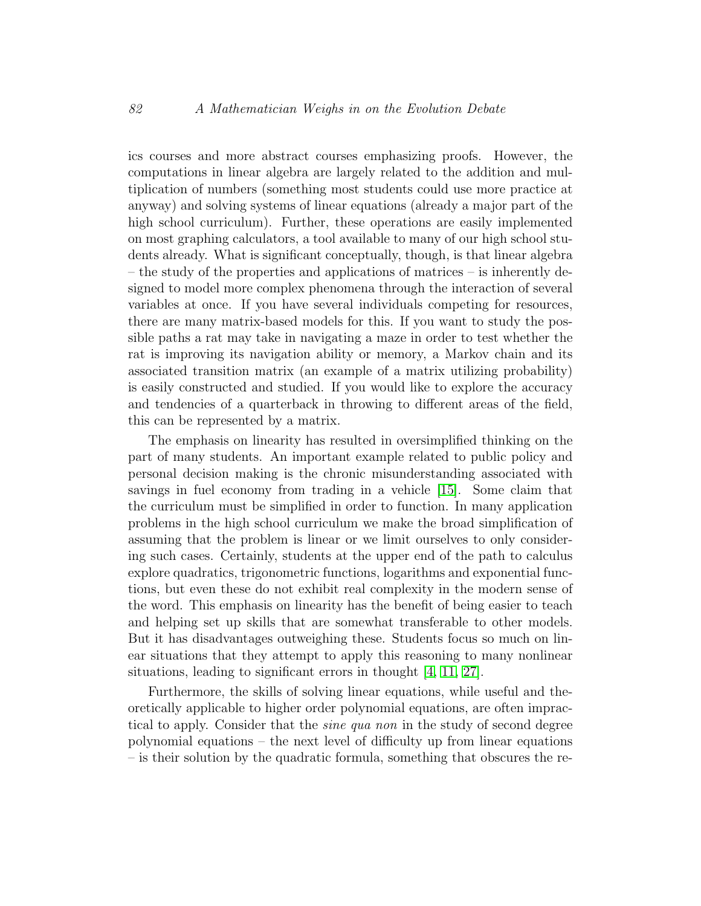ics courses and more abstract courses emphasizing proofs. However, the computations in linear algebra are largely related to the addition and multiplication of numbers (something most students could use more practice at anyway) and solving systems of linear equations (already a major part of the high school curriculum). Further, these operations are easily implemented on most graphing calculators, a tool available to many of our high school students already. What is significant conceptually, though, is that linear algebra – the study of the properties and applications of matrices – is inherently designed to model more complex phenomena through the interaction of several variables at once. If you have several individuals competing for resources, there are many matrix-based models for this. If you want to study the possible paths a rat may take in navigating a maze in order to test whether the rat is improving its navigation ability or memory, a Markov chain and its associated transition matrix (an example of a matrix utilizing probability) is easily constructed and studied. If you would like to explore the accuracy and tendencies of a quarterback in throwing to different areas of the field, this can be represented by a matrix.

The emphasis on linearity has resulted in oversimplified thinking on the part of many students. An important example related to public policy and personal decision making is the chronic misunderstanding associated with savings in fuel economy from trading in a vehicle [15]. Some claim that the curriculum must be simplified in order to function. In many application problems in the high school curriculum we make the broad simplification of assuming that the problem is linear or we limit ourselves to only considering such cases. Certainly, students at the upper end of the path to calculus explore quadratics, trigonometric functions, logarithms and exponential functions, but even these do not exhibit real complexity in the modern sense of the word. This emphasis on linearity has the benefit of being easier to teach and helping set up skills that are somewhat transferable to other models. But it has disadvantages outweighing these. Students focus so much on linear situations that they attempt to apply this reasoning to many nonlinear situations, leading to significant errors in thought [4, 11, 27].

Furthermore, the skills of solving linear equations, while useful and theoretically applicable to higher order polynomial equations, are often impractical to apply. Consider that the *sine qua non* in the study of second degree polynomial equations – the next level of difficulty up from linear equations – is their solution by the quadratic formula, something that obscures the re-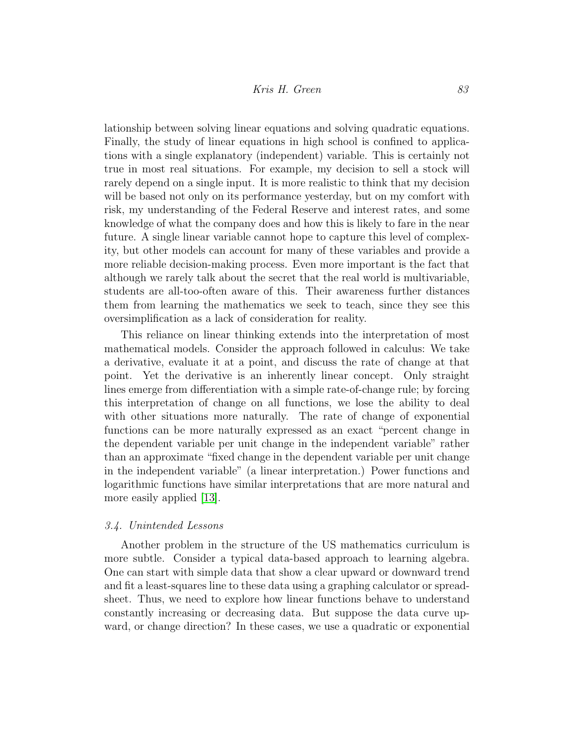lationship between solving linear equations and solving quadratic equations. Finally, the study of linear equations in high school is confined to applications with a single explanatory (independent) variable. This is certainly not true in most real situations. For example, my decision to sell a stock will rarely depend on a single input. It is more realistic to think that my decision will be based not only on its performance yesterday, but on my comfort with risk, my understanding of the Federal Reserve and interest rates, and some knowledge of what the company does and how this is likely to fare in the near future. A single linear variable cannot hope to capture this level of complexity, but other models can account for many of these variables and provide a more reliable decision-making process. Even more important is the fact that although we rarely talk about the secret that the real world is multivariable, students are all-too-often aware of this. Their awareness further distances them from learning the mathematics we seek to teach, since they see this oversimplification as a lack of consideration for reality.

This reliance on linear thinking extends into the interpretation of most mathematical models. Consider the approach followed in calculus: We take a derivative, evaluate it at a point, and discuss the rate of change at that point. Yet the derivative is an inherently linear concept. Only straight lines emerge from differentiation with a simple rate-of-change rule; by forcing this interpretation of change on all functions, we lose the ability to deal with other situations more naturally. The rate of change of exponential functions can be more naturally expressed as an exact "percent change in the dependent variable per unit change in the independent variable" rather than an approximate "fixed change in the dependent variable per unit change in the independent variable" (a linear interpretation.) Power functions and logarithmic functions have similar interpretations that are more natural and more easily applied [13].

### *3.4. Unintended Lessons*

Another problem in the structure of the US mathematics curriculum is more subtle. Consider a typical data-based approach to learning algebra. One can start with simple data that show a clear upward or downward trend and fit a least-squares line to these data using a graphing calculator or spreadsheet. Thus, we need to explore how linear functions behave to understand constantly increasing or decreasing data. But suppose the data curve upward, or change direction? In these cases, we use a quadratic or exponential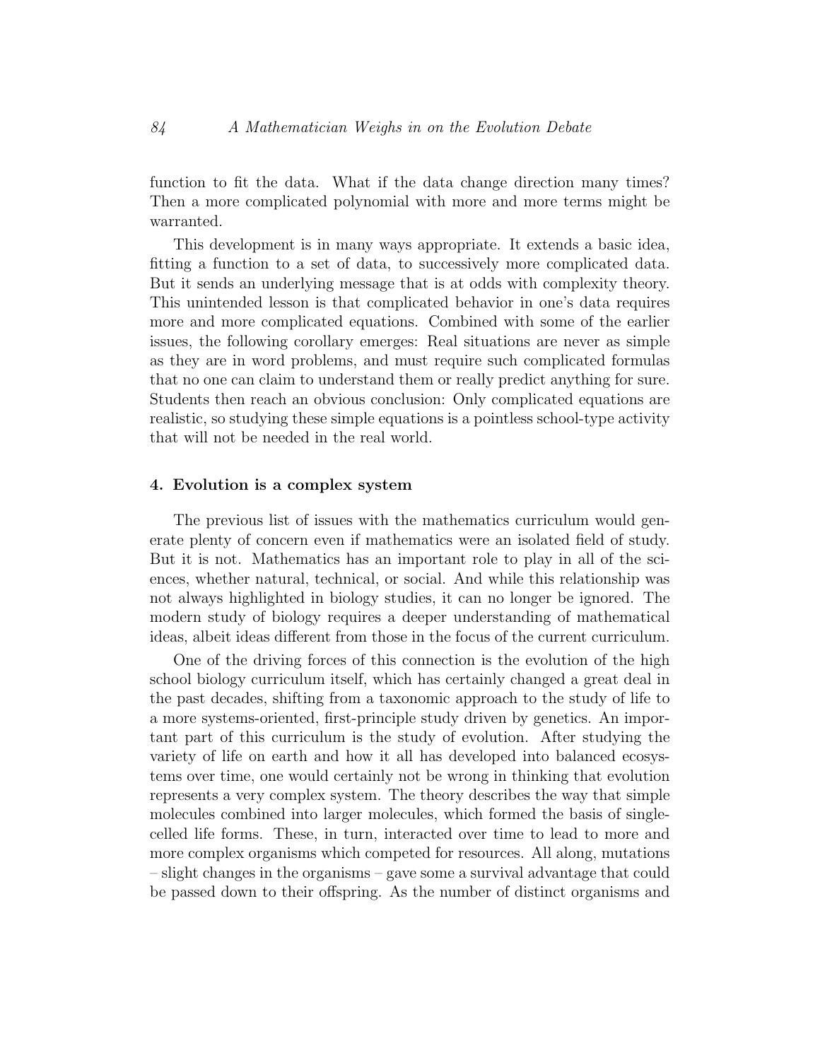function to fit the data. What if the data change direction many times? Then a more complicated polynomial with more and more terms might be warranted.

This development is in many ways appropriate. It extends a basic idea, fitting a function to a set of data, to successively more complicated data. But it sends an underlying message that is at odds with complexity theory. This unintended lesson is that complicated behavior in one's data requires more and more complicated equations. Combined with some of the earlier issues, the following corollary emerges: Real situations are never as simple as they are in word problems, and must require such complicated formulas that no one can claim to understand them or really predict anything for sure. Students then reach an obvious conclusion: Only complicated equations are realistic, so studying these simple equations is a pointless school-type activity that will not be needed in the real world.

## 4. Evolution is a complex system

The previous list of issues with the mathematics curriculum would generate plenty of concern even if mathematics were an isolated field of study. But it is not. Mathematics has an important role to play in all of the sciences, whether natural, technical, or social. And while this relationship was not always highlighted in biology studies, it can no longer be ignored. The modern study of biology requires a deeper understanding of mathematical ideas, albeit ideas different from those in the focus of the current curriculum.

One of the driving forces of this connection is the evolution of the high school biology curriculum itself, which has certainly changed a great deal in the past decades, shifting from a taxonomic approach to the study of life to a more systems-oriented, first-principle study driven by genetics. An important part of this curriculum is the study of evolution. After studying the variety of life on earth and how it all has developed into balanced ecosystems over time, one would certainly not be wrong in thinking that evolution represents a very complex system. The theory describes the way that simple molecules combined into larger molecules, which formed the basis of single-celled life forms. These, in turn, interacted over time to lead to more and more complex organisms which competed for resources. All along, mutations – slight changes in the organisms – gave some a survival advantage that could be passed down to their offspring. As the number of distinct organisms and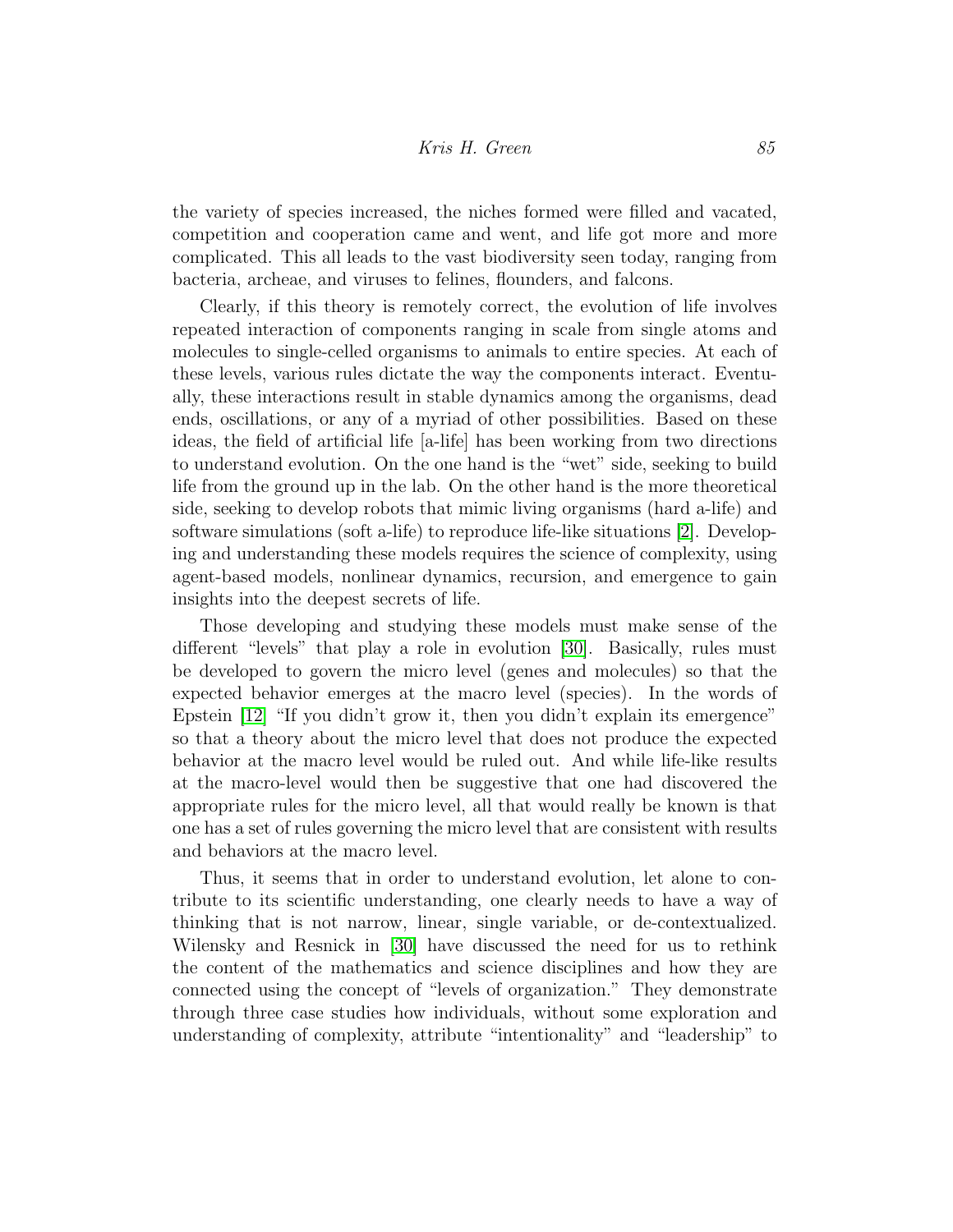the variety of species increased, the niches formed were filled and vacated, competition and cooperation came and went, and life got more and more complicated. This all leads to the vast biodiversity seen today, ranging from bacteria, archeae, and viruses to felines, flounders, and falcons.

Clearly, if this theory is remotely correct, the evolution of life involves repeated interaction of components ranging in scale from single atoms and molecules to single-celled organisms to animals to entire species. At each of these levels, various rules dictate the way the components interact. Eventually, these interactions result in stable dynamics among the organisms, dead ends, oscillations, or any of a myriad of other possibilities. Based on these ideas, the field of artificial life [a-life] has been working from two directions to understand evolution. On the one hand is the "wet" side, seeking to build life from the ground up in the lab. On the other hand is the more theoretical side, seeking to develop robots that mimic living organisms (hard a-life) and software simulations (soft a-life) to reproduce life-like situations [2]. Developing and understanding these models requires the science of complexity, using agent-based models, nonlinear dynamics, recursion, and emergence to gain insights into the deepest secrets of life.

Those developing and studying these models must make sense of the different "levels" that play a role in evolution [30]. Basically, rules must be developed to govern the micro level (genes and molecules) so that the expected behavior emerges at the macro level (species). In the words of Epstein [12] "If you didn't grow it, then you didn't explain its emergence" so that a theory about the micro level that does not produce the expected behavior at the macro level would be ruled out. And while life-like results at the macro-level would then be suggestive that one had discovered the appropriate rules for the micro level, all that would really be known is that one has a set of rules governing the micro level that are consistent with results and behaviors at the macro level.

Thus, it seems that in order to understand evolution, let alone to contribute to its scientific understanding, one clearly needs to have a way of thinking that is not narrow, linear, single variable, or de-contextualized. Wilensky and Resnick in [30] have discussed the need for us to rethink the content of the mathematics and science disciplines and how they are connected using the concept of "levels of organization." They demonstrate through three case studies how individuals, without some exploration and understanding of complexity, attribute "intentionality" and "leadership" to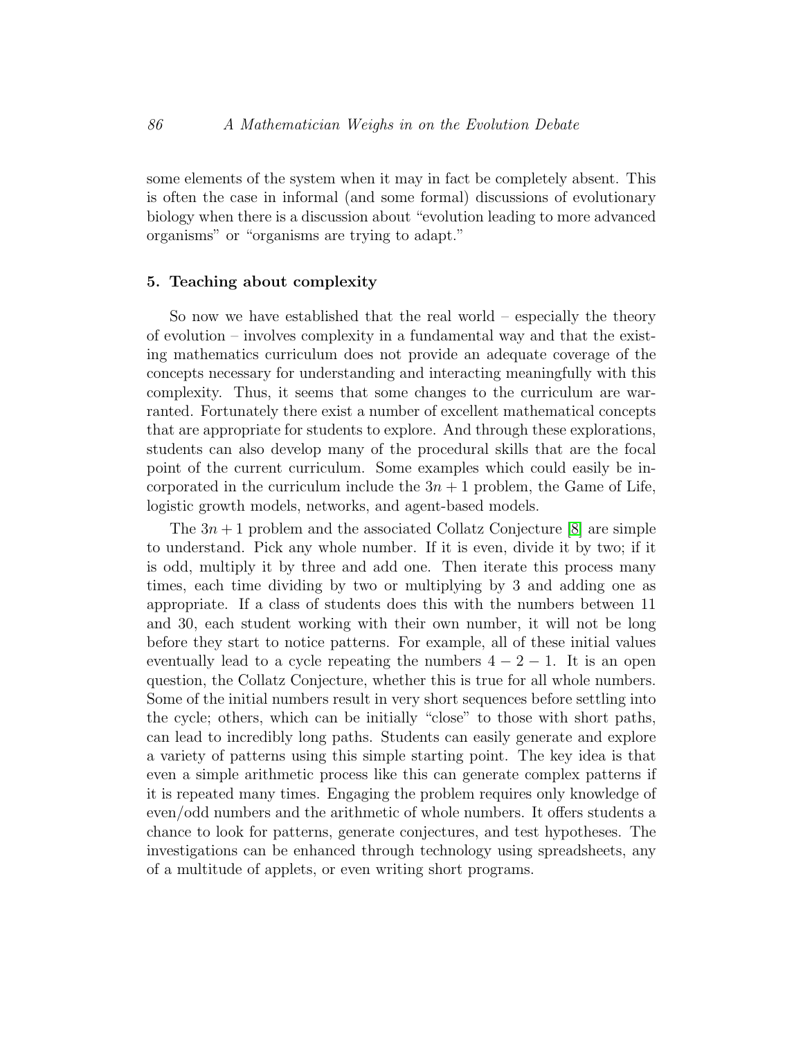some elements of the system when it may in fact be completely absent. This is often the case in informal (and some formal) discussions of evolutionary biology when there is a discussion about "evolution leading to more advanced organisms" or "organisms are trying to adapt."

### 5. Teaching about complexity

So now we have established that the real world – especially the theory of evolution – involves complexity in a fundamental way and that the existing mathematics curriculum does not provide an adequate coverage of the concepts necessary for understanding and interacting meaningfully with this complexity. Thus, it seems that some changes to the curriculum are warranted. Fortunately there exist a number of excellent mathematical concepts that are appropriate for students to explore. And through these explorations, students can also develop many of the procedural skills that are the focal point of the current curriculum. Some examples which could easily be incorporated in the curriculum include the $3n + 1$ problem, the Game of Life, logistic growth models, networks, and agent-based models.

The $3n + 1$ problem and the associated Collatz Conjecture [8] are simple to understand. Pick any whole number. If it is even, divide it by two; if it is odd, multiply it by three and add one. Then iterate this process many times, each time dividing by two or multiplying by 3 and adding one as appropriate. If a class of students does this with the numbers between 11 and 30, each student working with their own number, it will not be long before they start to notice patterns. For example, all of these initial values eventually lead to a cycle repeating the numbers $4 - 2 - 1$. It is an open question, the Collatz Conjecture, whether this is true for all whole numbers. Some of the initial numbers result in very short sequences before settling into the cycle; others, which can be initially "close" to those with short paths, can lead to incredibly long paths. Students can easily generate and explore a variety of patterns using this simple starting point. The key idea is that even a simple arithmetic process like this can generate complex patterns if it is repeated many times. Engaging the problem requires only knowledge of even/odd numbers and the arithmetic of whole numbers. It offers students a chance to look for patterns, generate conjectures, and test hypotheses. The investigations can be enhanced through technology using spreadsheets, any of a multitude of applets, or even writing short programs.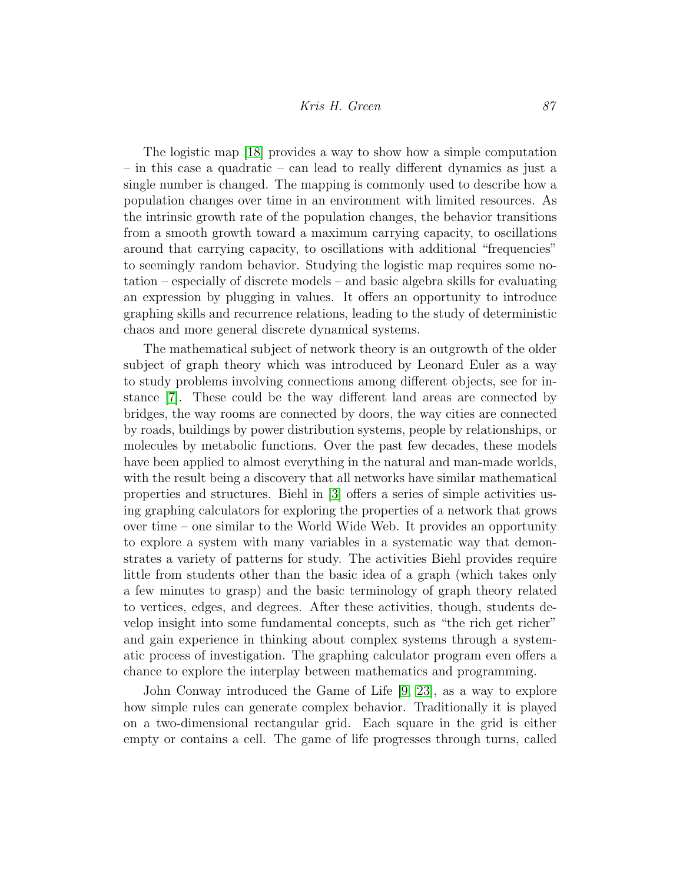The logistic map [18] provides a way to show how a simple computation – in this case a quadratic – can lead to really different dynamics as just a single number is changed. The mapping is commonly used to describe how a population changes over time in an environment with limited resources. As the intrinsic growth rate of the population changes, the behavior transitions from a smooth growth toward a maximum carrying capacity, to oscillations around that carrying capacity, to oscillations with additional "frequencies" to seemingly random behavior. Studying the logistic map requires some notation – especially of discrete models – and basic algebra skills for evaluating an expression by plugging in values. It offers an opportunity to introduce graphing skills and recurrence relations, leading to the study of deterministic chaos and more general discrete dynamical systems.

The mathematical subject of network theory is an outgrowth of the older subject of graph theory which was introduced by Leonard Euler as a way to study problems involving connections among different objects, see for instance [7]. These could be the way different land areas are connected by bridges, the way rooms are connected by doors, the way cities are connected by roads, buildings by power distribution systems, people by relationships, or molecules by metabolic functions. Over the past few decades, these models have been applied to almost everything in the natural and man-made worlds, with the result being a discovery that all networks have similar mathematical properties and structures. Biehl in [3] offers a series of simple activities using graphing calculators for exploring the properties of a network that grows over time – one similar to the World Wide Web. It provides an opportunity to explore a system with many variables in a systematic way that demonstrates a variety of patterns for study. The activities Biehl provides require little from students other than the basic idea of a graph (which takes only a few minutes to grasp) and the basic terminology of graph theory related to vertices, edges, and degrees. After these activities, though, students develop insight into some fundamental concepts, such as "the rich get richer" and gain experience in thinking about complex systems through a systematic process of investigation. The graphing calculator program even offers a chance to explore the interplay between mathematics and programming.

John Conway introduced the Game of Life [9, 23], as a way to explore how simple rules can generate complex behavior. Traditionally it is played on a two-dimensional rectangular grid. Each square in the grid is either empty or contains a cell. The game of life progresses through turns, called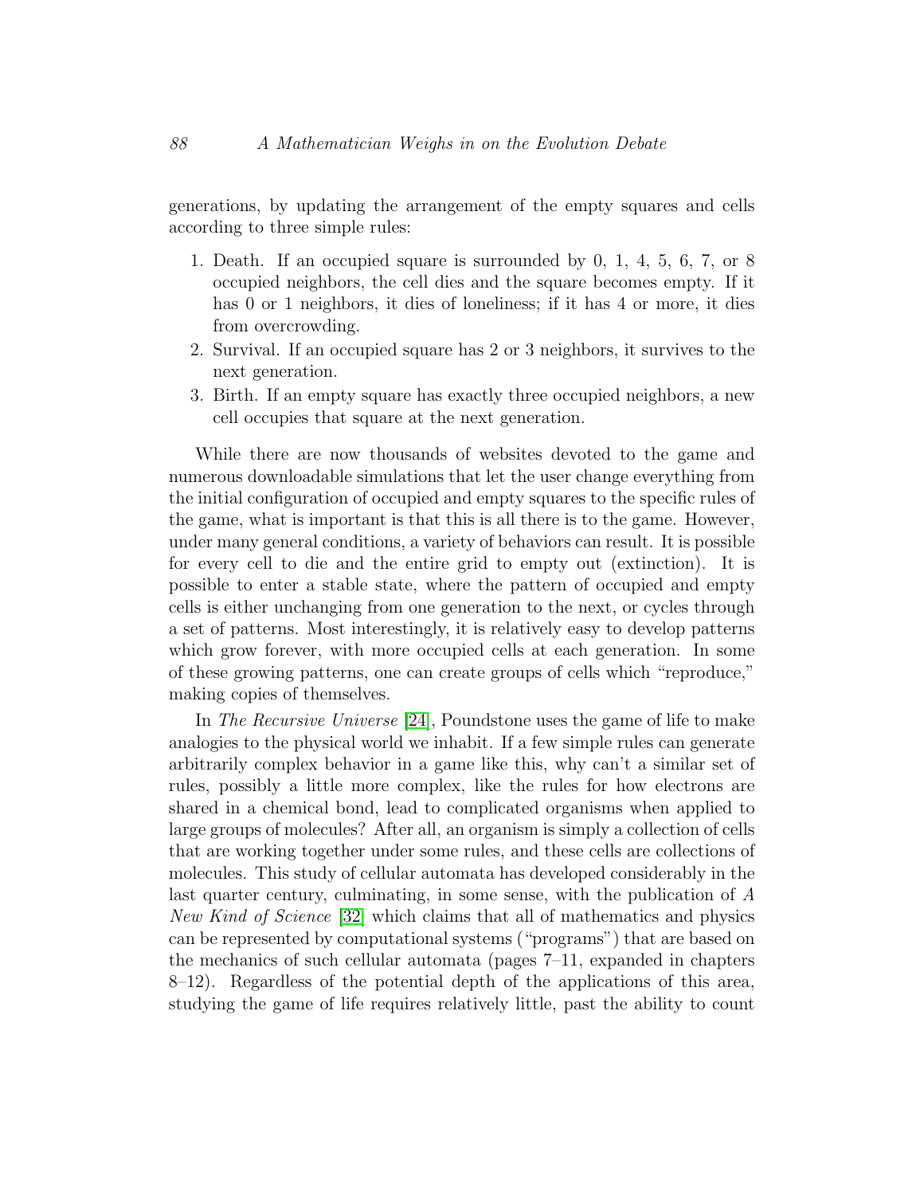generations, by updating the arrangement of the empty squares and cells according to three simple rules:

1. Death. If an occupied square is surrounded by 0, 1, 4, 5, 6, 7, or 8 occupied neighbors, the cell dies and the square becomes empty. If it has 0 or 1 neighbors, it dies of loneliness; if it has 4 or more, it dies from overcrowding.
2. Survival. If an occupied square has 2 or 3 neighbors, it survives to the next generation.
3. Birth. If an empty square has exactly three occupied neighbors, a new cell occupies that square at the next generation.

While there are now thousands of websites devoted to the game and numerous downloadable simulations that let the user change everything from the initial configuration of occupied and empty squares to the specific rules of the game, what is important is that this is all there is to the game. However, under many general conditions, a variety of behaviors can result. It is possible for every cell to die and the entire grid to empty out (extinction). It is possible to enter a stable state, where the pattern of occupied and empty cells is either unchanging from one generation to the next, or cycles through a set of patterns. Most interestingly, it is relatively easy to develop patterns which grow forever, with more occupied cells at each generation. In some of these growing patterns, one can create groups of cells which "reproduce," making copies of themselves.

In *The Recursive Universe* [24], Poundstone uses the game of life to make analogies to the physical world we inhabit. If a few simple rules can generate arbitrarily complex behavior in a game like this, why can't a similar set of rules, possibly a little more complex, like the rules for how electrons are shared in a chemical bond, lead to complicated organisms when applied to large groups of molecules? After all, an organism is simply a collection of cells that are working together under some rules, and these cells are collections of molecules. This study of cellular automata has developed considerably in the last quarter century, culminating, in some sense, with the publication of *A New Kind of Science* [32] which claims that all of mathematics and physics can be represented by computational systems ("programs") that are based on the mechanics of such cellular automata (pages 7–11, expanded in chapters 8–12). Regardless of the potential depth of the applications of this area, studying the game of life requires relatively little, past the ability to count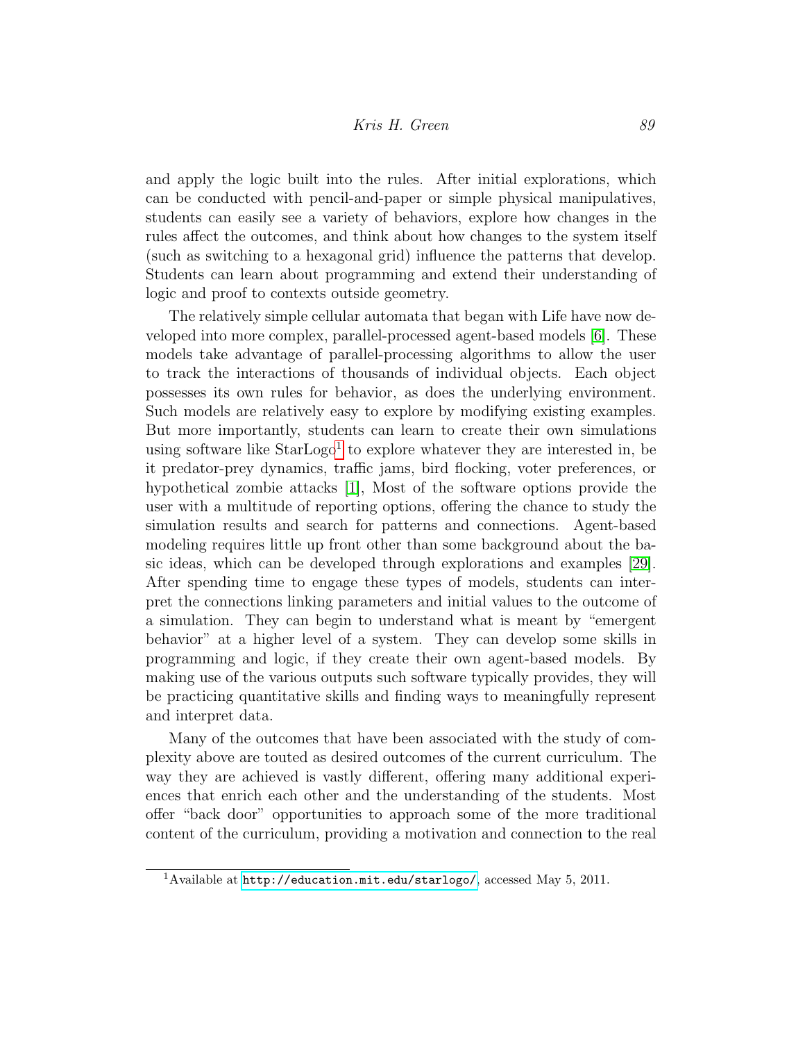and apply the logic built into the rules. After initial explorations, which can be conducted with pencil-and-paper or simple physical manipulatives, students can easily see a variety of behaviors, explore how changes in the rules affect the outcomes, and think about how changes to the system itself (such as switching to a hexagonal grid) influence the patterns that develop. Students can learn about programming and extend their understanding of logic and proof to contexts outside geometry.

The relatively simple cellular automata that began with Life have now developed into more complex, parallel-processed agent-based models [6]. These models take advantage of parallel-processing algorithms to allow the user to track the interactions of thousands of individual objects. Each object possesses its own rules for behavior, as does the underlying environment. Such models are relatively easy to explore by modifying existing examples. But more importantly, students can learn to create their own simulations using software like StarLogo[1] to explore whatever they are interested in, be it predator-prey dynamics, traffic jams, bird flocking, voter preferences, or hypothetical zombie attacks [1], Most of the software options provide the user with a multitude of reporting options, offering the chance to study the simulation results and search for patterns and connections. Agent-based modeling requires little up front other than some background about the basic ideas, which can be developed through explorations and examples [29]. After spending time to engage these types of models, students can interpret the connections linking parameters and initial values to the outcome of a simulation. They can begin to understand what is meant by "emergent behavior" at a higher level of a system. They can develop some skills in programming and logic, if they create their own agent-based models. By making use of the various outputs such software typically provides, they will be practicing quantitative skills and finding ways to meaningfully represent and interpret data.

Many of the outcomes that have been associated with the study of complexity above are touted as desired outcomes of the current curriculum. The way they are achieved is vastly different, offering many additional experiences that enrich each other and the understanding of the students. Most offer "back door" opportunities to approach some of the more traditional content of the curriculum, providing a motivation and connection to the real

[1] Available at http://education.mit.edu/starlogo/, accessed May 5, 2011.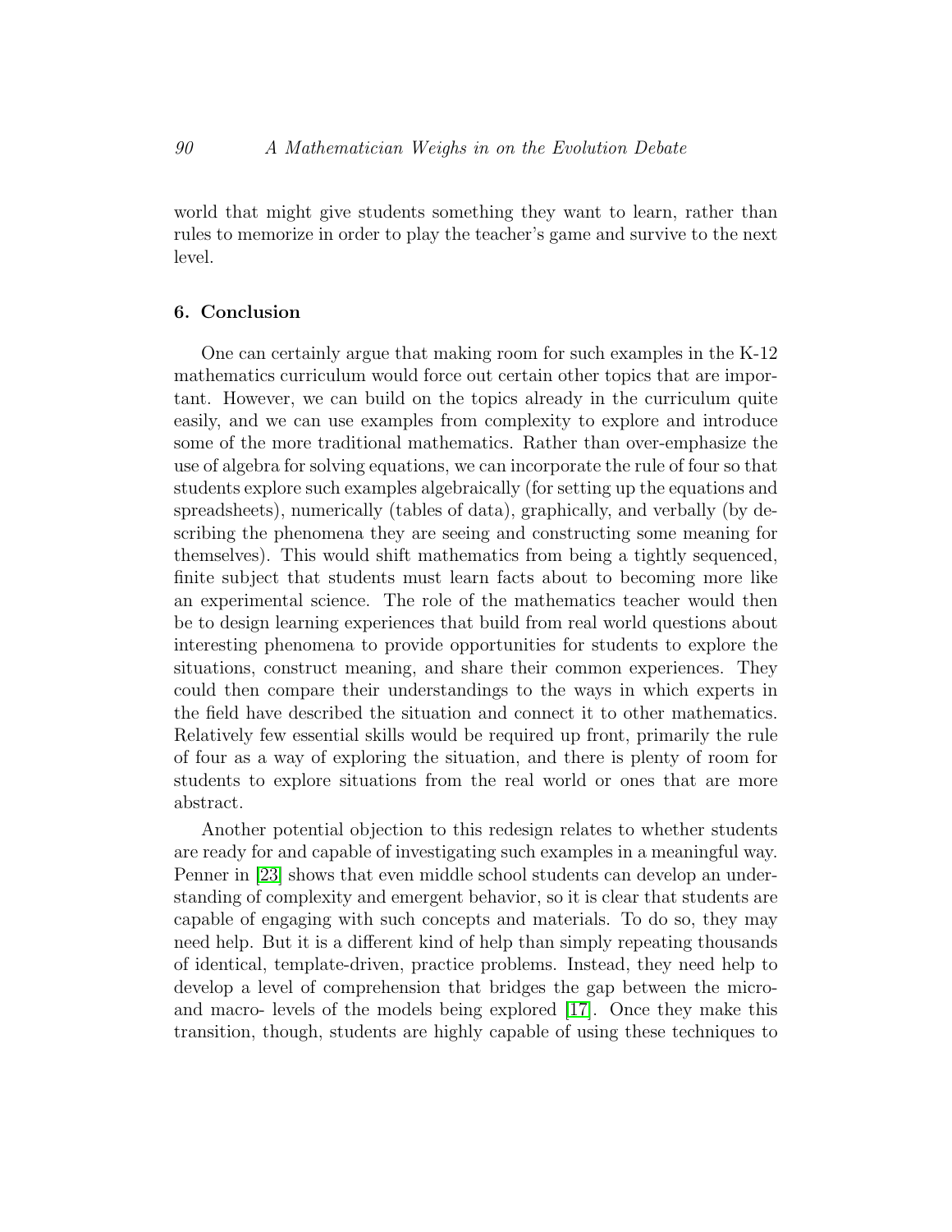world that might give students something they want to learn, rather than rules to memorize in order to play the teacher's game and survive to the next level.

## 6. Conclusion

One can certainly argue that making room for such examples in the K-12 mathematics curriculum would force out certain other topics that are important. However, we can build on the topics already in the curriculum quite easily, and we can use examples from complexity to explore and introduce some of the more traditional mathematics. Rather than over-emphasize the use of algebra for solving equations, we can incorporate the rule of four so that students explore such examples algebraically (for setting up the equations and spreadsheets), numerically (tables of data), graphically, and verbally (by describing the phenomena they are seeing and constructing some meaning for themselves). This would shift mathematics from being a tightly sequenced, finite subject that students must learn facts about to becoming more like an experimental science. The role of the mathematics teacher would then be to design learning experiences that build from real world questions about interesting phenomena to provide opportunities for students to explore the situations, construct meaning, and share their common experiences. They could then compare their understandings to the ways in which experts in the field have described the situation and connect it to other mathematics. Relatively few essential skills would be required up front, primarily the rule of four as a way of exploring the situation, and there is plenty of room for students to explore situations from the real world or ones that are more abstract.

Another potential objection to this redesign relates to whether students are ready for and capable of investigating such examples in a meaningful way. Penner in [23] shows that even middle school students can develop an understanding of complexity and emergent behavior, so it is clear that students are capable of engaging with such concepts and materials. To do so, they may need help. But it is a different kind of help than simply repeating thousands of identical, template-driven, practice problems. Instead, they need help to develop a level of comprehension that bridges the gap between the micro- and macro- levels of the models being explored [17]. Once they make this transition, though, students are highly capable of using these techniques to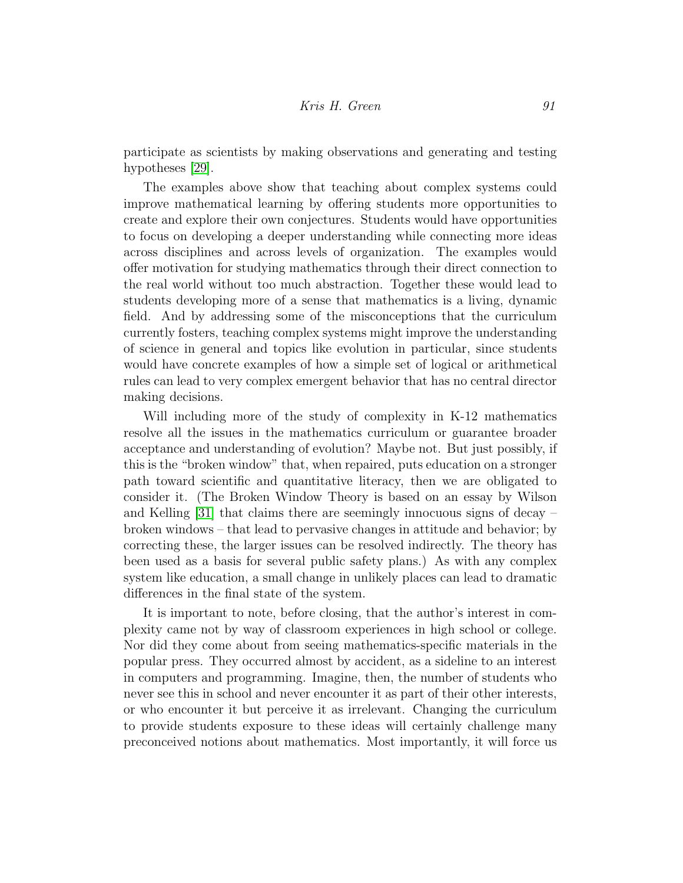participate as scientists by making observations and generating and testing hypotheses [29].

The examples above show that teaching about complex systems could improve mathematical learning by offering students more opportunities to create and explore their own conjectures. Students would have opportunities to focus on developing a deeper understanding while connecting more ideas across disciplines and across levels of organization. The examples would offer motivation for studying mathematics through their direct connection to the real world without too much abstraction. Together these would lead to students developing more of a sense that mathematics is a living, dynamic field. And by addressing some of the misconceptions that the curriculum currently fosters, teaching complex systems might improve the understanding of science in general and topics like evolution in particular, since students would have concrete examples of how a simple set of logical or arithmetical rules can lead to very complex emergent behavior that has no central director making decisions.

Will including more of the study of complexity in K-12 mathematics resolve all the issues in the mathematics curriculum or guarantee broader acceptance and understanding of evolution? Maybe not. But just possibly, if this is the "broken window" that, when repaired, puts education on a stronger path toward scientific and quantitative literacy, then we are obligated to consider it. (The Broken Window Theory is based on an essay by Wilson and Kelling [31] that claims there are seemingly innocuous signs of decay – broken windows – that lead to pervasive changes in attitude and behavior; by correcting these, the larger issues can be resolved indirectly. The theory has been used as a basis for several public safety plans.) As with any complex system like education, a small change in unlikely places can lead to dramatic differences in the final state of the system.

It is important to note, before closing, that the author's interest in complexity came not by way of classroom experiences in high school or college. Nor did they come about from seeing mathematics-specific materials in the popular press. They occurred almost by accident, as a sideline to an interest in computers and programming. Imagine, then, the number of students who never see this in school and never encounter it as part of their other interests, or who encounter it but perceive it as irrelevant. Changing the curriculum to provide students exposure to these ideas will certainly challenge many preconceived notions about mathematics. Most importantly, it will force us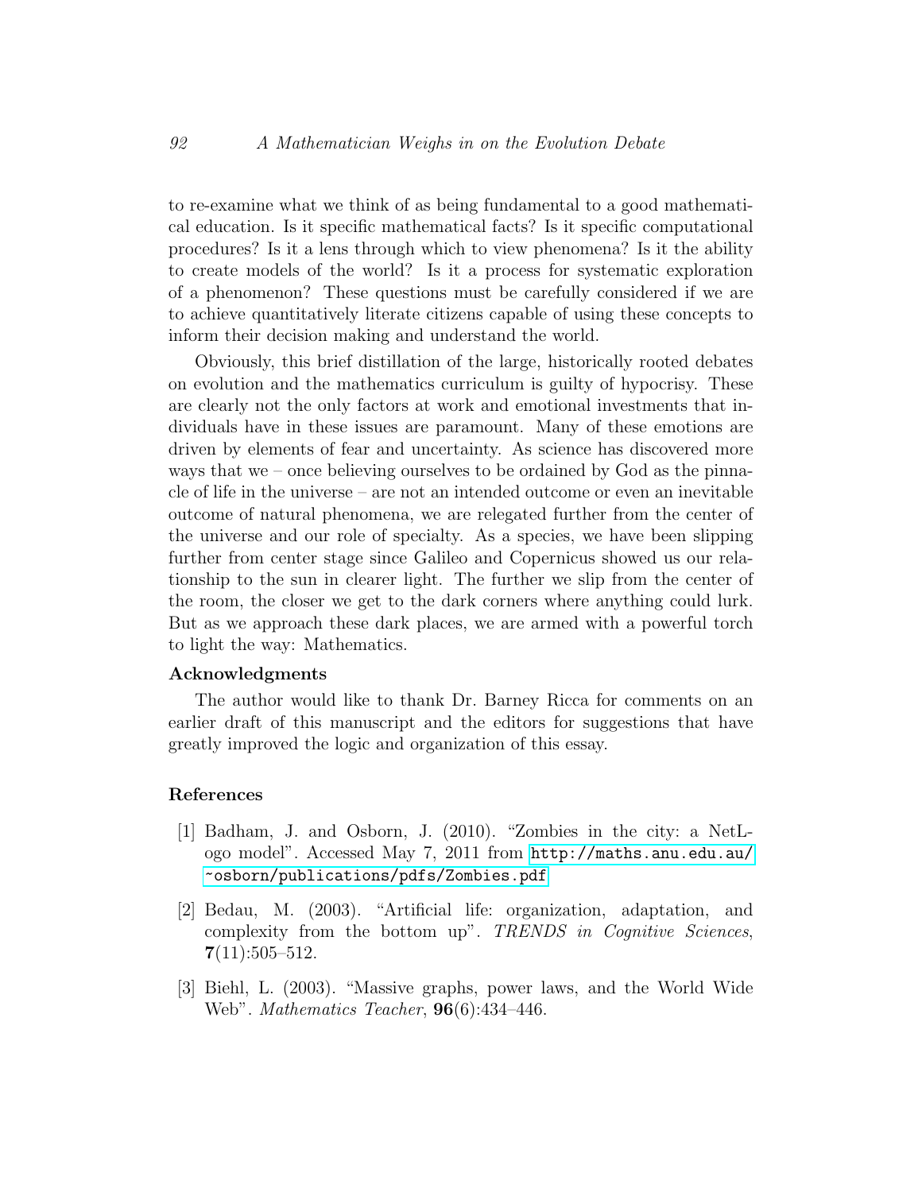to re-examine what we think of as being fundamental to a good mathematical education. Is it specific mathematical facts? Is it specific computational procedures? Is it a lens through which to view phenomena? Is it the ability to create models of the world? Is it a process for systematic exploration of a phenomenon? These questions must be carefully considered if we are to achieve quantitatively literate citizens capable of using these concepts to inform their decision making and understand the world.

Obviously, this brief distillation of the large, historically rooted debates on evolution and the mathematics curriculum is guilty of hypocrisy. These are clearly not the only factors at work and emotional investments that individuals have in these issues are paramount. Many of these emotions are driven by elements of fear and uncertainty. As science has discovered more ways that we – once believing ourselves to be ordained by God as the pinnacle of life in the universe – are not an intended outcome or even an inevitable outcome of natural phenomena, we are relegated further from the center of the universe and our role of specialty. As a species, we have been slipping further from center stage since Galileo and Copernicus showed us our relationship to the sun in clearer light. The further we slip from the center of the room, the closer we get to the dark corners where anything could lurk. But as we approach these dark places, we are armed with a powerful torch to light the way: Mathematics.

### Acknowledgments

The author would like to thank Dr. Barney Ricca for comments on an earlier draft of this manuscript and the editors for suggestions that have greatly improved the logic and organization of this essay.

### References

[1] Badham, J. and Osborn, J. (2010). "Zombies in the city: a NetLogo model". Accessed May 7, 2011 from http://maths.anu.edu.au/~osborn/publications/pdfs/Zombies.pdf

[2] Bedau, M. (2003). "Artificial life: organization, adaptation, and complexity from the bottom up". *TRENDS in Cognitive Sciences*, **7**(11):505–512.

[3] Biehl, L. (2003). "Massive graphs, power laws, and the World Wide Web". *Mathematics Teacher*, **96**(6):434–446.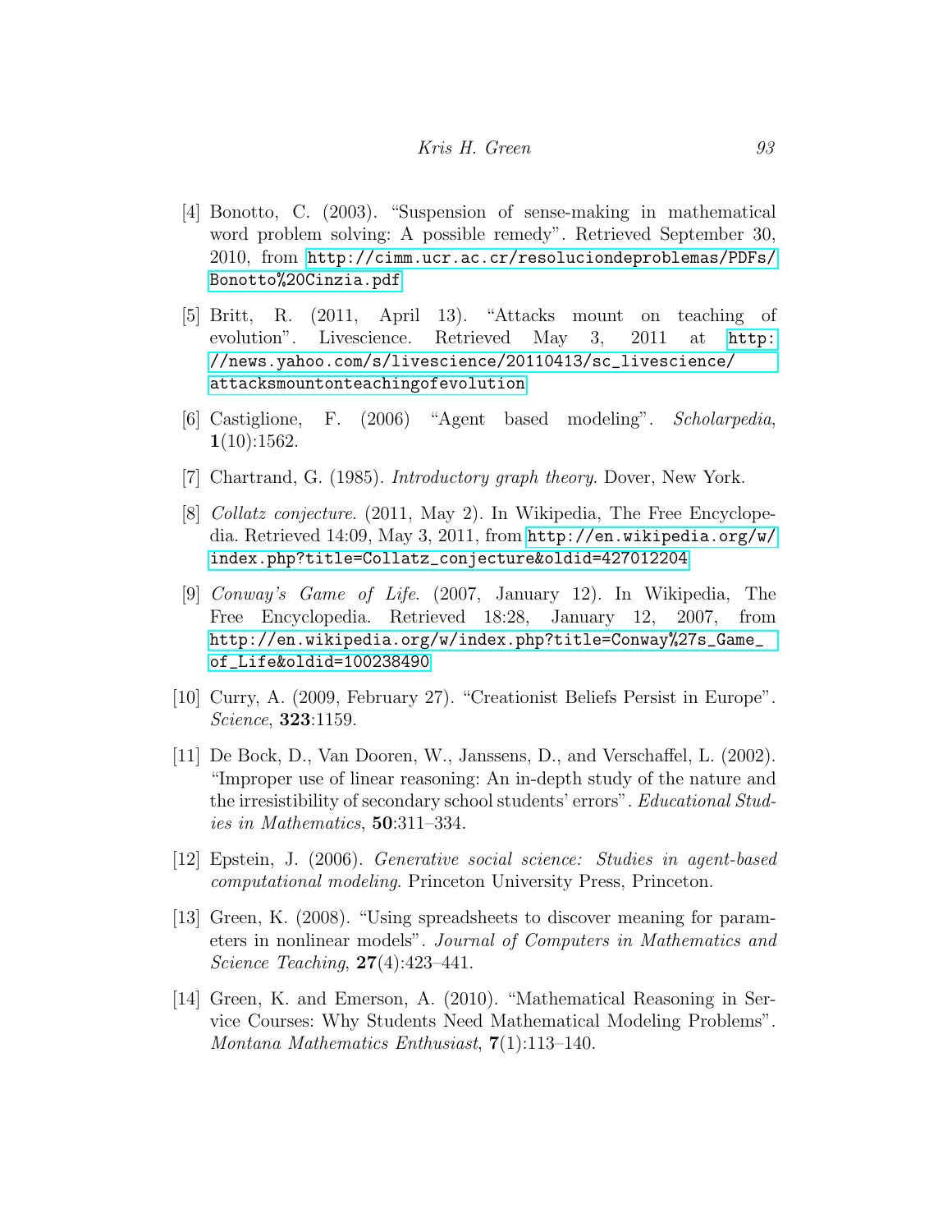[4] Bonotto, C. (2003). "Suspension of sense-making in mathematical word problem solving: A possible remedy". Retrieved September 30, 2010, from http://cimm.ucr.ac.cr/resoluciondeproblemas/PDFs/Bonotto%20Cinzia.pdf

[5] Britt, R. (2011, April 13). "Attacks mount on teaching of evolution". Livescience. Retrieved May 3, 2011 at http://news.yahoo.com/s/livescience/20110413/sc_livescience/attacksmountonteachingofevolution

[6] Castiglione, F. (2006) "Agent based modeling". *Scholarpedia*, **1**(10):1562.

[7] Chartrand, G. (1985). *Introductory graph theory*. Dover, New York.

[8] *Collatz conjecture*. (2011, May 2). In Wikipedia, The Free Encyclopedia. Retrieved 14:09, May 3, 2011, from http://en.wikipedia.org/w/index.php?title=Collatz_conjecture&oldid=427012204

[9] *Conway's Game of Life*. (2007, January 12). In Wikipedia, The Free Encyclopedia. Retrieved 18:28, January 12, 2007, from http://en.wikipedia.org/w/index.php?title=Conway%27s_Game_of_Life&oldid=100238490

[10] Curry, A. (2009, February 27). "Creationist Beliefs Persist in Europe". *Science*, **323**:1159.

[11] De Bock, D., Van Dooren, W., Janssens, D., and Verschaffel, L. (2002). "Improper use of linear reasoning: An in-depth study of the nature and the irresistibility of secondary school students' errors". *Educational Studies in Mathematics*, **50**:311–334.

[12] Epstein, J. (2006). *Generative social science: Studies in agent-based computational modeling*. Princeton University Press, Princeton.

[13] Green, K. (2008). "Using spreadsheets to discover meaning for parameters in nonlinear models". *Journal of Computers in Mathematics and Science Teaching*, **27**(4):423–441.

[14] Green, K. and Emerson, A. (2010). "Mathematical Reasoning in Service Courses: Why Students Need Mathematical Modeling Problems". *Montana Mathematics Enthusiast*, **7**(1):113–140.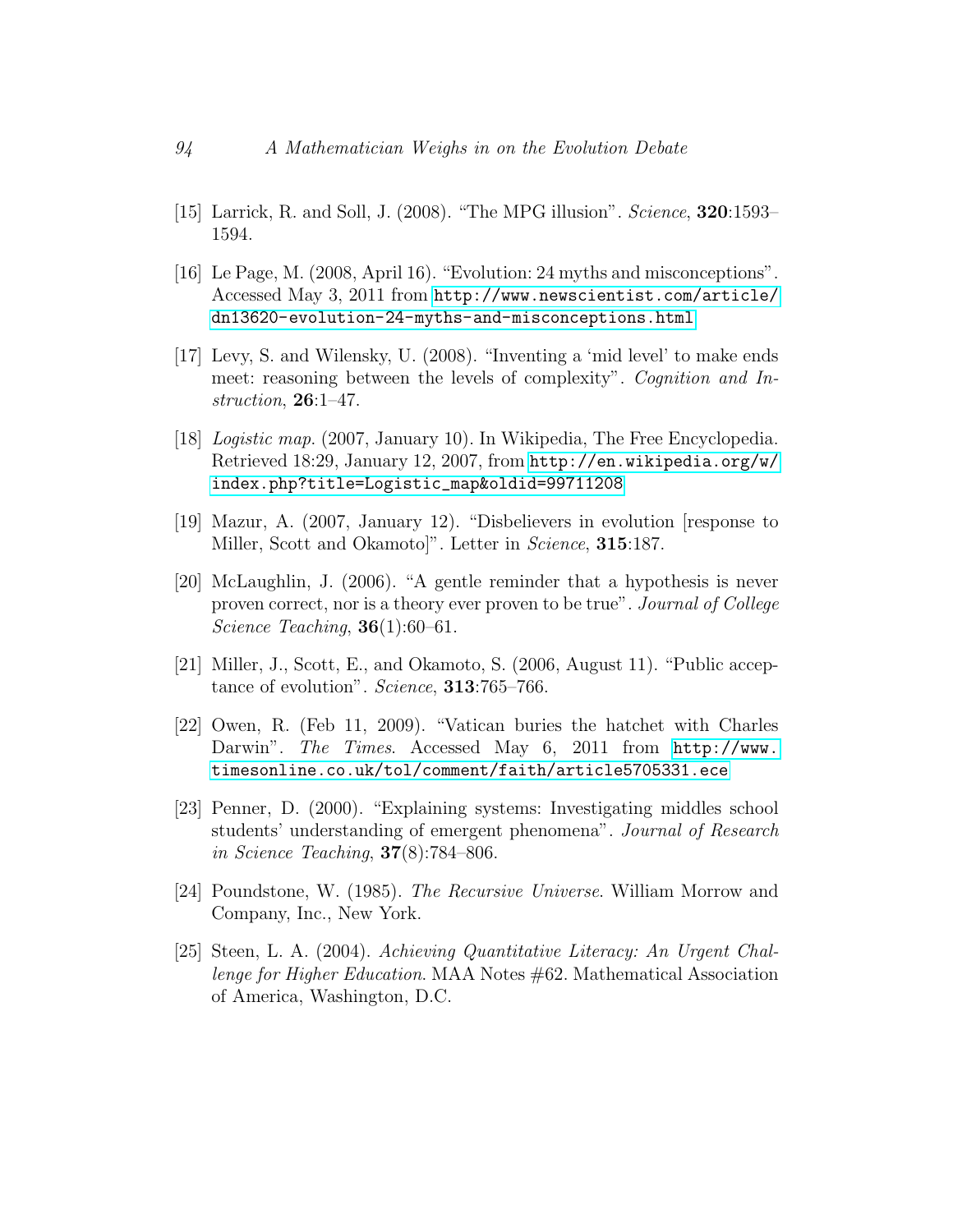[15] Larrick, R. and Soll, J. (2008). "The MPG illusion". *Science*, **320**:1593–1594.

[16] Le Page, M. (2008, April 16). "Evolution: 24 myths and misconceptions". Accessed May 3, 2011 from http://www.newscientist.com/article/dn13620-evolution-24-myths-and-misconceptions.html

[17] Levy, S. and Wilensky, U. (2008). "Inventing a 'mid level' to make ends meet: reasoning between the levels of complexity". *Cognition and Instruction*, **26**:1–47.

[18] *Logistic map*. (2007, January 10). In Wikipedia, The Free Encyclopedia. Retrieved 18:29, January 12, 2007, from http://en.wikipedia.org/w/index.php?title=Logistic_map&oldid=99711208

[19] Mazur, A. (2007, January 12). "Disbelievers in evolution [response to Miller, Scott and Okamoto]". Letter in *Science*, **315**:187.

[20] McLaughlin, J. (2006). "A gentle reminder that a hypothesis is never proven correct, nor is a theory ever proven to be true". *Journal of College Science Teaching*, **36**(1):60–61.

[21] Miller, J., Scott, E., and Okamoto, S. (2006, August 11). "Public acceptance of evolution". *Science*, **313**:765–766.

[22] Owen, R. (Feb 11, 2009). "Vatican buries the hatchet with Charles Darwin". *The Times*. Accessed May 6, 2011 from http://www.timesonline.co.uk/tol/comment/faith/article5705331.ece

[23] Penner, D. (2000). "Explaining systems: Investigating middles school students' understanding of emergent phenomena". *Journal of Research in Science Teaching*, **37**(8):784–806.

[24] Poundstone, W. (1985). *The Recursive Universe*. William Morrow and Company, Inc., New York.

[25] Steen, L. A. (2004). *Achieving Quantitative Literacy: An Urgent Challenge for Higher Education*. MAA Notes #62. Mathematical Association of America, Washington, D.C.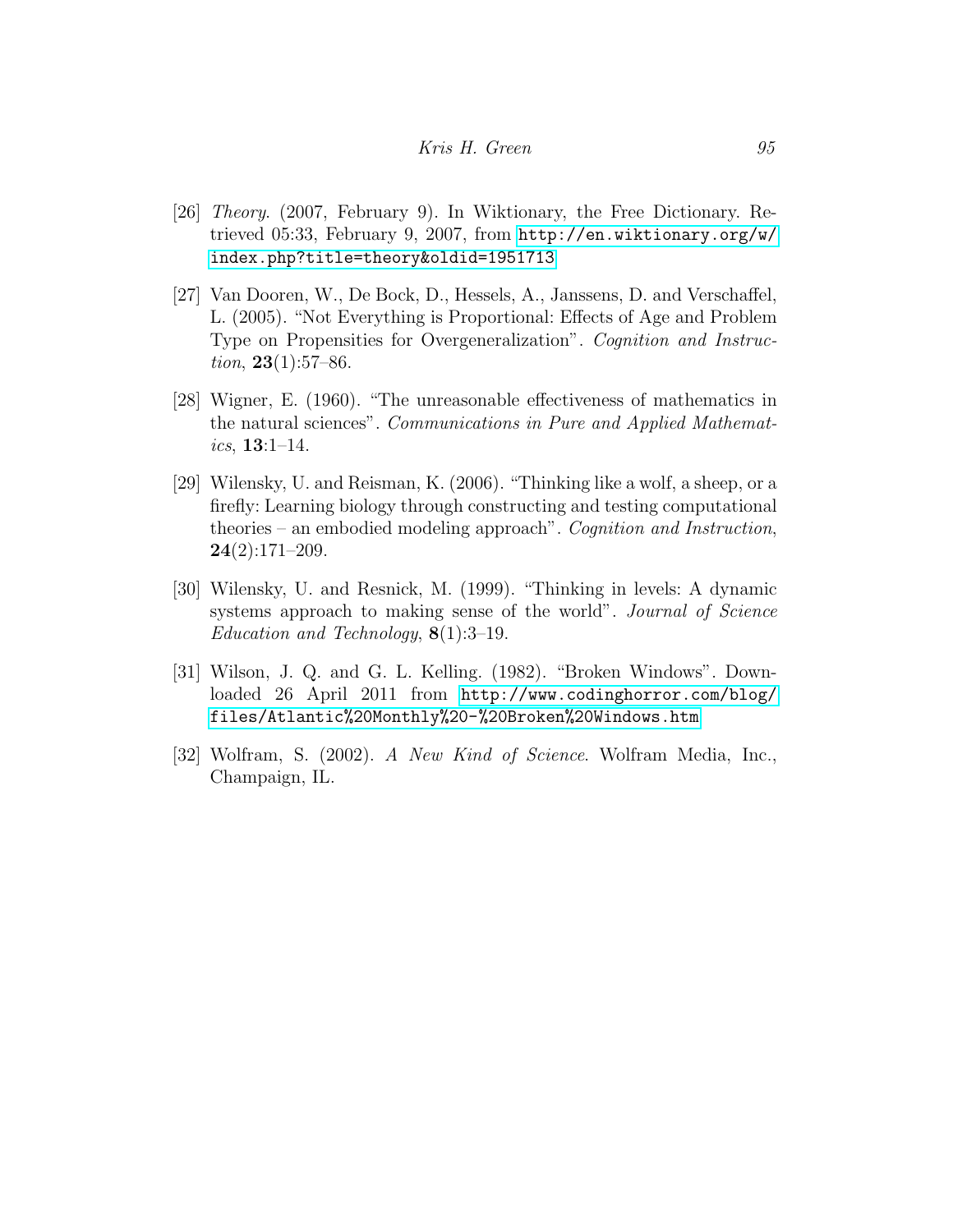[26] *Theory*. (2007, February 9). In Wiktionary, the Free Dictionary. Retrieved 05:33, February 9, 2007, from http://en.wiktionary.org/w/index.php?title=theory&oldid=1951713

[27] Van Dooren, W., De Bock, D., Hessels, A., Janssens, D. and Verschaffel, L. (2005). "Not Everything is Proportional: Effects of Age and Problem Type on Propensities for Overgeneralization". *Cognition and Instruction*, **23**(1):57–86.

[28] Wigner, E. (1960). "The unreasonable effectiveness of mathematics in the natural sciences". *Communications in Pure and Applied Mathematics*, **13**:1–14.

[29] Wilensky, U. and Reisman, K. (2006). "Thinking like a wolf, a sheep, or a firefly: Learning biology through constructing and testing computational theories – an embodied modeling approach". *Cognition and Instruction*, **24**(2):171–209.

[30] Wilensky, U. and Resnick, M. (1999). "Thinking in levels: A dynamic systems approach to making sense of the world". *Journal of Science Education and Technology*, **8**(1):3–19.

[31] Wilson, J. Q. and G. L. Kelling. (1982). "Broken Windows". Downloaded 26 April 2011 from http://www.codinghorror.com/blog/files/Atlantic%20Monthly%20-%20Broken%20Windows.htm

[32] Wolfram, S. (2002). *A New Kind of Science*. Wolfram Media, Inc., Champaign, IL.